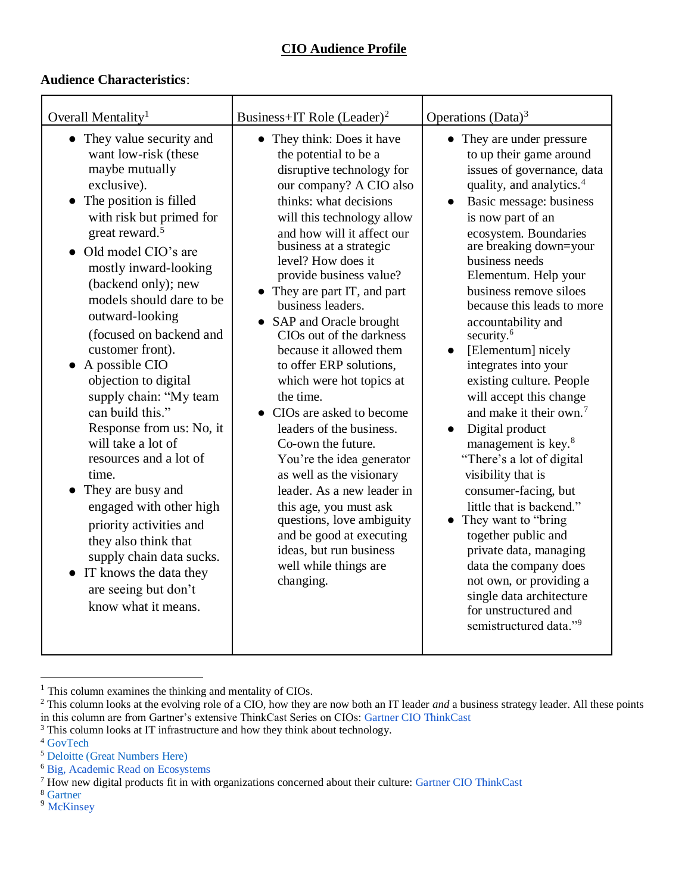# CIO Audience Profile

**Audience Characteristics**:

| Overall Mentality[1] | Business+IT Role (Leader)[2] | Operations (Data)[3] |
|---|---|---|
| • They value security and want low-risk (these maybe mutually exclusive).<br>• The position is filled with risk but primed for great reward.[5]<br>• Old model CIO's are mostly inward-looking (backend only); new models should dare to be outward-looking (focused on backend and customer front).<br>• A possible CIO objection to digital supply chain: "My team can build this." Response from us: No, it will take a lot of resources and a lot of time.<br>• They are busy and engaged with other high priority activities and they also think that supply chain data sucks.<br>• IT knows the data they are seeing but don't know what it means. | • They think: Does it have the potential to be a disruptive technology for our company? A CIO also thinks: what decisions will this technology allow and how will it affect our business at a strategic level? How does it provide business value?<br>• They are part IT, and part business leaders.<br>• SAP and Oracle brought CIOs out of the darkness because it allowed them to offer ERP solutions, which were hot topics at the time.<br>• CIOs are asked to become leaders of the business. Co-own the future. You're the idea generator as well as the visionary leader. As a new leader in this age, you must ask questions, love ambiguity and be good at executing ideas, but run business well while things are changing. | • They are under pressure to up their game around issues of governance, data quality, and analytics.[4]<br>• Basic message: business is now part of an ecosystem. Boundaries are breaking down=your business needs Elementum. Help your business remove siloes because this leads to more accountability and security.[6]<br>• [Elementum] nicely integrates into your existing culture. People will accept this change and make it their own.[7]<br>• Digital product management is key.[8] "There's a lot of digital visibility that is consumer-facing, but little that is backend."<br>• They want to "bring together public and private data, managing data the company does not own, or providing a single data architecture for unstructured and semistructured data."[9] |

[1] This column examines the thinking and mentality of CIOs.

[2] This column looks at the evolving role of a CIO, how they are now both an IT leader *and* a business strategy leader. All these points in this column are from Gartner's extensive ThinkCast Series on CIOs: Gartner CIO ThinkCast

[3] This column looks at IT infrastructure and how they think about technology.

[4] GovTech

[5] Deloitte (Great Numbers Here)

[6] Big, Academic Read on Ecosystems

[7] How new digital products fit in with organizations concerned about their culture: Gartner CIO ThinkCast

[8] Gartner

[9] McKinsey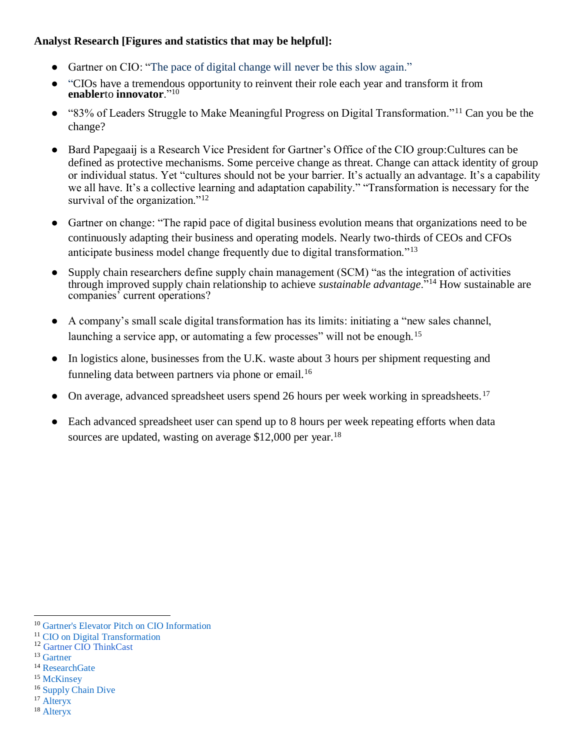**Analyst Research [Figures and statistics that may be helpful]:**

- Gartner on CIO: "The pace of digital change will never be this slow again."
- "CIOs have a tremendous opportunity to reinvent their role each year and transform it from **enabler**to **innovator**."[10]
- "83% of Leaders Struggle to Make Meaningful Progress on Digital Transformation."[11] Can you be the change?
- Bard Papegaaij is a Research Vice President for Gartner's Office of the CIO group:Cultures can be defined as protective mechanisms. Some perceive change as threat. Change can attack identity of group or individual status. Yet "cultures should not be your barrier. It's actually an advantage. It's a capability we all have. It's a collective learning and adaptation capability." "Transformation is necessary for the survival of the organization."[12]
- Gartner on change: "The rapid pace of digital business evolution means that organizations need to be continuously adapting their business and operating models. Nearly two-thirds of CEOs and CFOs anticipate business model change frequently due to digital transformation."[13]
- Supply chain researchers define supply chain management (SCM) "as the integration of activities through improved supply chain relationship to achieve *sustainable advantage*."[14] How sustainable are companies' current operations?
- A company's small scale digital transformation has its limits: initiating a "new sales channel, launching a service app, or automating a few processes" will not be enough.[15]
- In logistics alone, businesses from the U.K. waste about 3 hours per shipment requesting and funneling data between partners via phone or email.[16]
- On average, advanced spreadsheet users spend 26 hours per week working in spreadsheets.[17]
- Each advanced spreadsheet user can spend up to 8 hours per week repeating efforts when data sources are updated, wasting on average $12,000 per year.[18]

---

[10] Gartner's Elevator Pitch on CIO Information
[11] CIO on Digital Transformation
[12] Gartner CIO ThinkCast
[13] Gartner
[14] ResearchGate
[15] McKinsey
[16] Supply Chain Dive
[17] Alteryx
[18] Alteryx